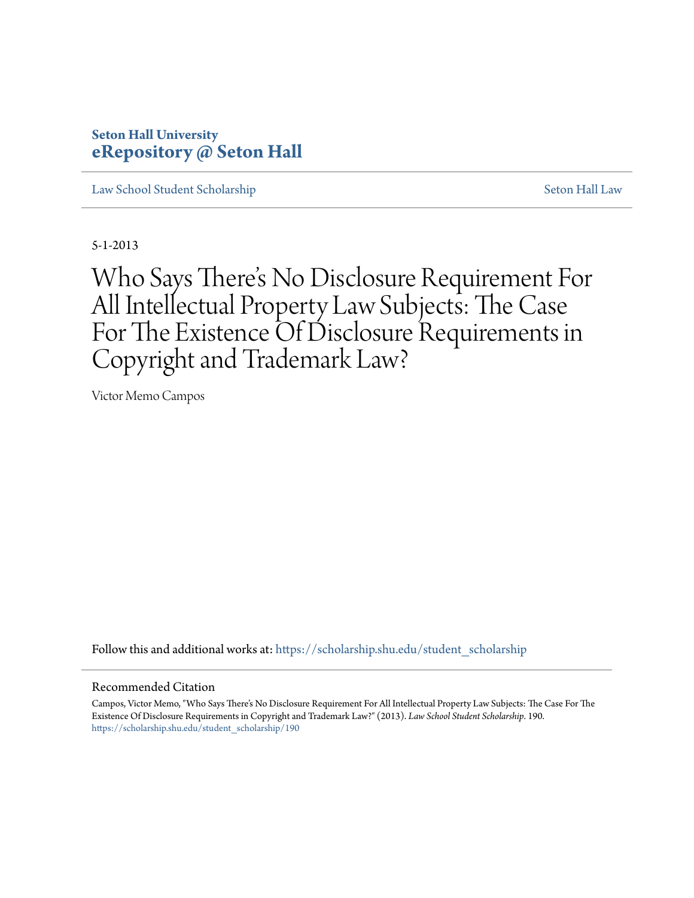Seton Hall University
**eRepository @ Seton Hall**

Law School Student Scholarship | Seton Hall Law

5-1-2013

# Who Says There's No Disclosure Requirement For All Intellectual Property Law Subjects: The Case For The Existence Of Disclosure Requirements in Copyright and Trademark Law?

Victor Memo Campos

Follow this and additional works at: https://scholarship.shu.edu/student_scholarship

## Recommended Citation

Campos, Victor Memo, "Who Says There's No Disclosure Requirement For All Intellectual Property Law Subjects: The Case For The Existence Of Disclosure Requirements in Copyright and Trademark Law?" (2013). *Law School Student Scholarship*. 190.
https://scholarship.shu.edu/student_scholarship/190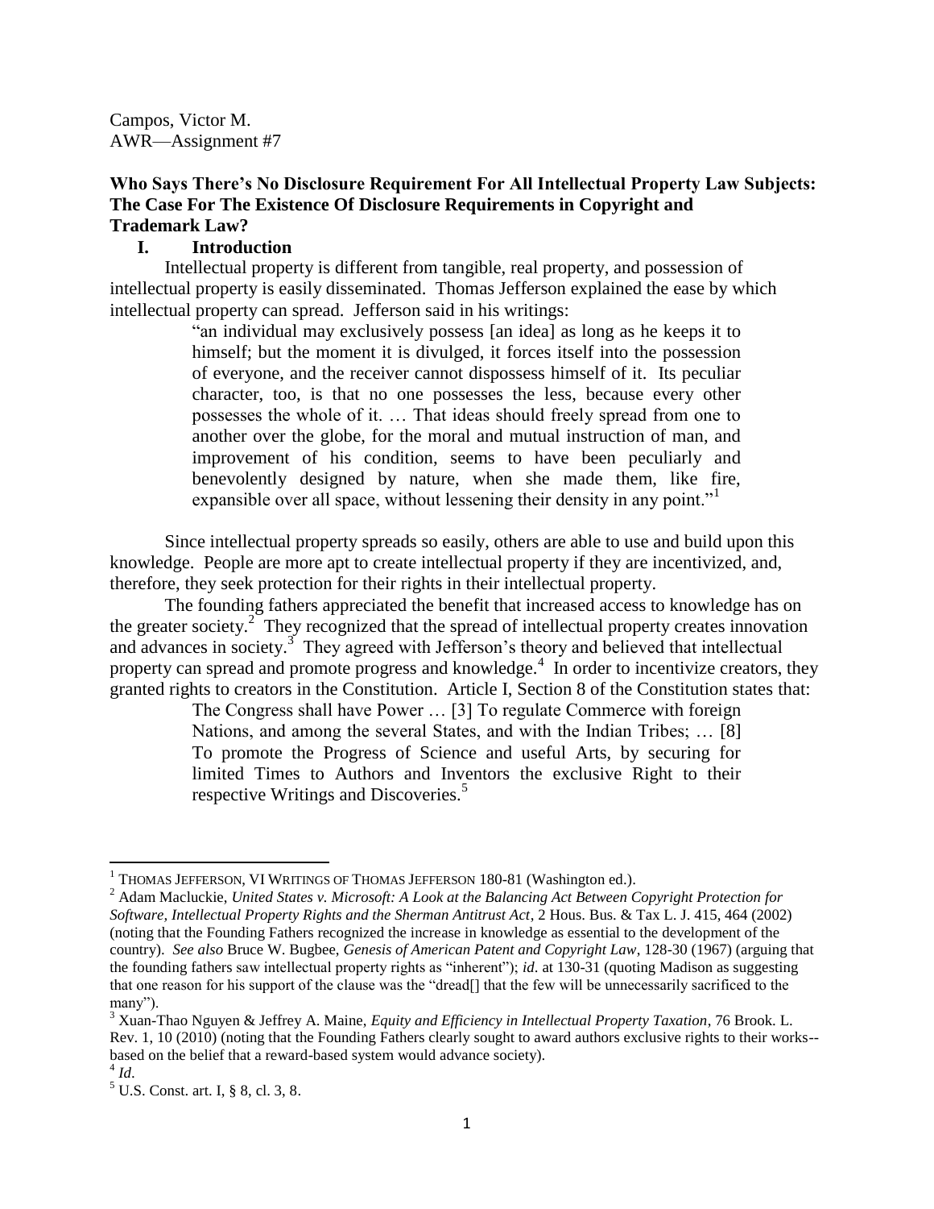Campos, Victor M.
AWR—Assignment #7

**Who Says There's No Disclosure Requirement For All Intellectual Property Law Subjects: The Case For The Existence Of Disclosure Requirements in Copyright and Trademark Law?**

## I. Introduction

Intellectual property is different from tangible, real property, and possession of intellectual property is easily disseminated. Thomas Jefferson explained the ease by which intellectual property can spread. Jefferson said in his writings:

> "an individual may exclusively possess [an idea] as long as he keeps it to himself; but the moment it is divulged, it forces itself into the possession of everyone, and the receiver cannot dispossess himself of it. Its peculiar character, too, is that no one possesses the less, because every other possesses the whole of it. … That ideas should freely spread from one to another over the globe, for the moral and mutual instruction of man, and improvement of his condition, seems to have been peculiarly and benevolently designed by nature, when she made them, like fire, expansible over all space, without lessening their density in any point."[1]

Since intellectual property spreads so easily, others are able to use and build upon this knowledge. People are more apt to create intellectual property if they are incentivized, and, therefore, they seek protection for their rights in their intellectual property.

The founding fathers appreciated the benefit that increased access to knowledge has on the greater society.[2] They recognized that the spread of intellectual property creates innovation and advances in society.[3] They agreed with Jefferson's theory and believed that intellectual property can spread and promote progress and knowledge.[4] In order to incentivize creators, they granted rights to creators in the Constitution. Article I, Section 8 of the Constitution states that:

> The Congress shall have Power … [3] To regulate Commerce with foreign Nations, and among the several States, and with the Indian Tribes; … [8] To promote the Progress of Science and useful Arts, by securing for limited Times to Authors and Inventors the exclusive Right to their respective Writings and Discoveries.[5]

---

[1] THOMAS JEFFERSON, VI WRITINGS OF THOMAS JEFFERSON 180-81 (Washington ed.).

[2] Adam Macluckie, *United States v. Microsoft: A Look at the Balancing Act Between Copyright Protection for Software, Intellectual Property Rights and the Sherman Antitrust Act*, 2 Hous. Bus. & Tax L. J. 415, 464 (2002) (noting that the Founding Fathers recognized the increase in knowledge as essential to the development of the country). *See also* Bruce W. Bugbee, *Genesis of American Patent and Copyright Law*, 128-30 (1967) (arguing that the founding fathers saw intellectual property rights as "inherent"); *id*. at 130-31 (quoting Madison as suggesting that one reason for his support of the clause was the "dread[] that the few will be unnecessarily sacrificed to the many").

[3] Xuan-Thao Nguyen & Jeffrey A. Maine, *Equity and Efficiency in Intellectual Property Taxation*, 76 Brook. L. Rev. 1, 10 (2010) (noting that the Founding Fathers clearly sought to award authors exclusive rights to their works--based on the belief that a reward-based system would advance society).

[4] *Id*.

[5] U.S. Const. art. I, § 8, cl. 3, 8.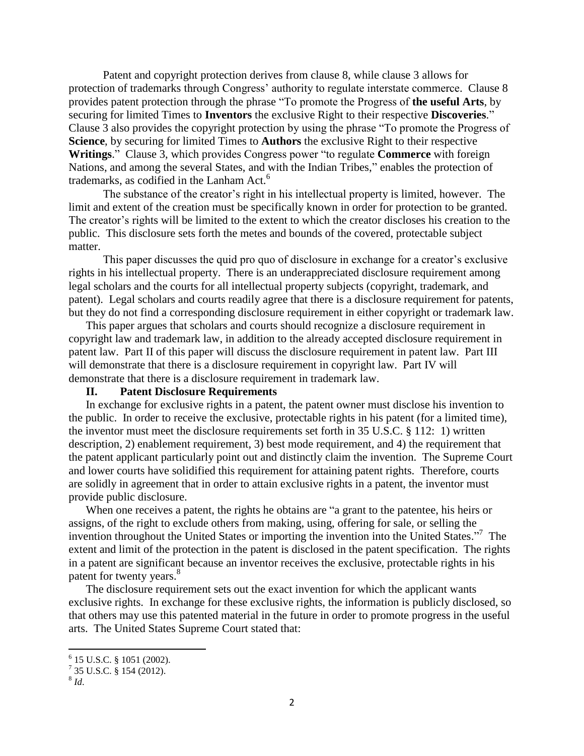Patent and copyright protection derives from clause 8, while clause 3 allows for protection of trademarks through Congress' authority to regulate interstate commerce. Clause 8 provides patent protection through the phrase "To promote the Progress of **the useful Arts**, by securing for limited Times to **Inventors** the exclusive Right to their respective **Discoveries**." Clause 3 also provides the copyright protection by using the phrase "To promote the Progress of **Science**, by securing for limited Times to **Authors** the exclusive Right to their respective **Writings**." Clause 3, which provides Congress power "to regulate **Commerce** with foreign Nations, and among the several States, and with the Indian Tribes," enables the protection of trademarks, as codified in the Lanham Act.[6]

The substance of the creator's right in his intellectual property is limited, however. The limit and extent of the creation must be specifically known in order for protection to be granted. The creator's rights will be limited to the extent to which the creator discloses his creation to the public. This disclosure sets forth the metes and bounds of the covered, protectable subject matter.

This paper discusses the quid pro quo of disclosure in exchange for a creator's exclusive rights in his intellectual property. There is an underappreciated disclosure requirement among legal scholars and the courts for all intellectual property subjects (copyright, trademark, and patent). Legal scholars and courts readily agree that there is a disclosure requirement for patents, but they do not find a corresponding disclosure requirement in either copyright or trademark law.

This paper argues that scholars and courts should recognize a disclosure requirement in copyright law and trademark law, in addition to the already accepted disclosure requirement in patent law. Part II of this paper will discuss the disclosure requirement in patent law. Part III will demonstrate that there is a disclosure requirement in copyright law. Part IV will demonstrate that there is a disclosure requirement in trademark law.

## II. Patent Disclosure Requirements

In exchange for exclusive rights in a patent, the patent owner must disclose his invention to the public. In order to receive the exclusive, protectable rights in his patent (for a limited time), the inventor must meet the disclosure requirements set forth in 35 U.S.C. § 112: 1) written description, 2) enablement requirement, 3) best mode requirement, and 4) the requirement that the patent applicant particularly point out and distinctly claim the invention. The Supreme Court and lower courts have solidified this requirement for attaining patent rights. Therefore, courts are solidly in agreement that in order to attain exclusive rights in a patent, the inventor must provide public disclosure.

When one receives a patent, the rights he obtains are "a grant to the patentee, his heirs or assigns, of the right to exclude others from making, using, offering for sale, or selling the invention throughout the United States or importing the invention into the United States."[7] The extent and limit of the protection in the patent is disclosed in the patent specification. The rights in a patent are significant because an inventor receives the exclusive, protectable rights in his patent for twenty years.[8]

The disclosure requirement sets out the exact invention for which the applicant wants exclusive rights. In exchange for these exclusive rights, the information is publicly disclosed, so that others may use this patented material in the future in order to promote progress in the useful arts. The United States Supreme Court stated that:

---

[6] 15 U.S.C. § 1051 (2002).

[7] 35 U.S.C. § 154 (2012).

[8] *Id.*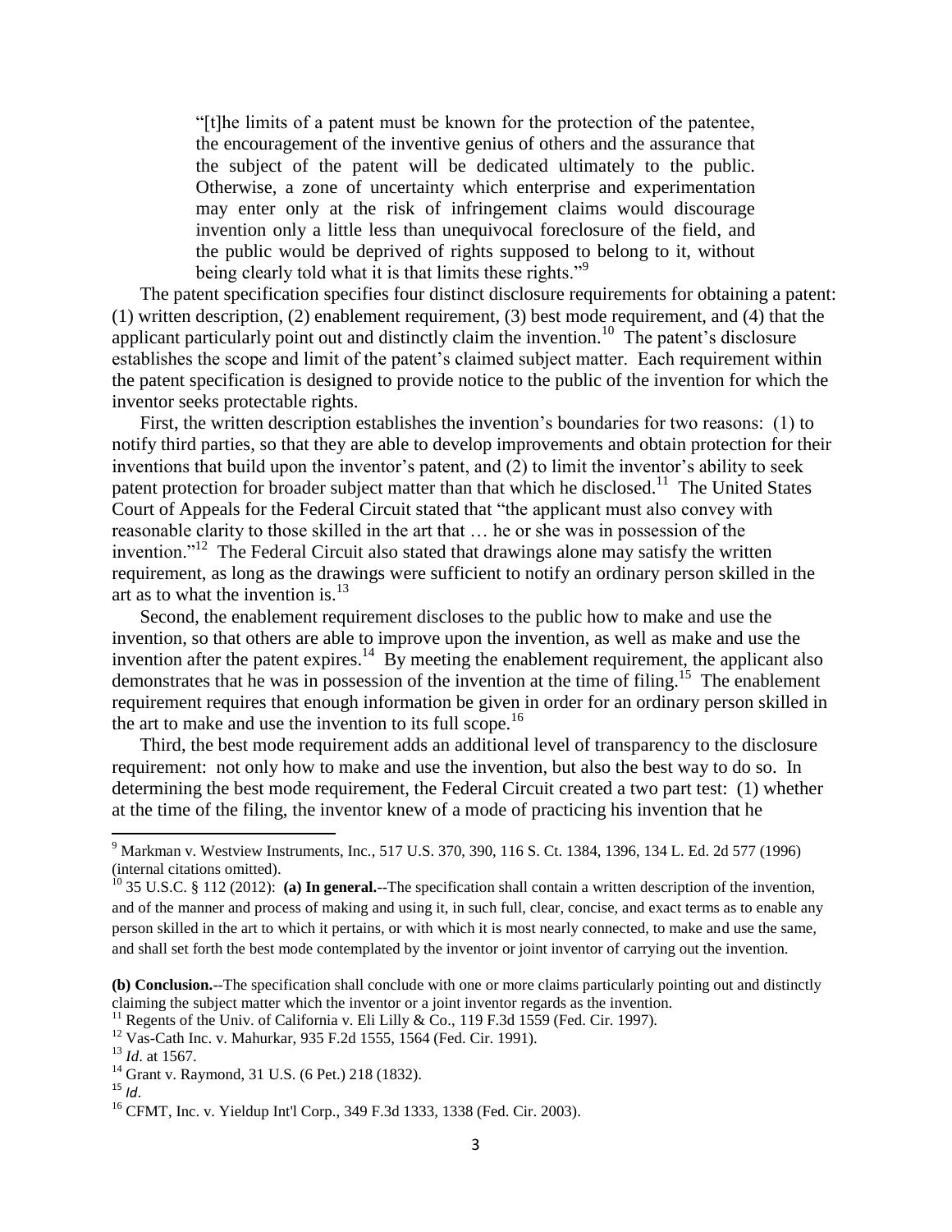> "[t]he limits of a patent must be known for the protection of the patentee, the encouragement of the inventive genius of others and the assurance that the subject of the patent will be dedicated ultimately to the public. Otherwise, a zone of uncertainty which enterprise and experimentation may enter only at the risk of infringement claims would discourage invention only a little less than unequivocal foreclosure of the field, and the public would be deprived of rights supposed to belong to it, without being clearly told what it is that limits these rights."[9]

The patent specification specifies four distinct disclosure requirements for obtaining a patent: (1) written description, (2) enablement requirement, (3) best mode requirement, and (4) that the applicant particularly point out and distinctly claim the invention.[10] The patent's disclosure establishes the scope and limit of the patent's claimed subject matter. Each requirement within the patent specification is designed to provide notice to the public of the invention for which the inventor seeks protectable rights.

First, the written description establishes the invention's boundaries for two reasons: (1) to notify third parties, so that they are able to develop improvements and obtain protection for their inventions that build upon the inventor's patent, and (2) to limit the inventor's ability to seek patent protection for broader subject matter than that which he disclosed.[11] The United States Court of Appeals for the Federal Circuit stated that "the applicant must also convey with reasonable clarity to those skilled in the art that … he or she was in possession of the invention."[12] The Federal Circuit also stated that drawings alone may satisfy the written requirement, as long as the drawings were sufficient to notify an ordinary person skilled in the art as to what the invention is.[13]

Second, the enablement requirement discloses to the public how to make and use the invention, so that others are able to improve upon the invention, as well as make and use the invention after the patent expires.[14] By meeting the enablement requirement, the applicant also demonstrates that he was in possession of the invention at the time of filing.[15] The enablement requirement requires that enough information be given in order for an ordinary person skilled in the art to make and use the invention to its full scope.[16]

Third, the best mode requirement adds an additional level of transparency to the disclosure requirement: not only how to make and use the invention, but also the best way to do so. In determining the best mode requirement, the Federal Circuit created a two part test: (1) whether at the time of the filing, the inventor knew of a mode of practicing his invention that he

---

[9] Markman v. Westview Instruments, Inc., 517 U.S. 370, 390, 116 S. Ct. 1384, 1396, 134 L. Ed. 2d 577 (1996) (internal citations omitted).

[10] 35 U.S.C. § 112 (2012): **(a) In general.**--The specification shall contain a written description of the invention, and of the manner and process of making and using it, in such full, clear, concise, and exact terms as to enable any person skilled in the art to which it pertains, or with which it is most nearly connected, to make and use the same, and shall set forth the best mode contemplated by the inventor or joint inventor of carrying out the invention.

**(b) Conclusion.**--The specification shall conclude with one or more claims particularly pointing out and distinctly claiming the subject matter which the inventor or a joint inventor regards as the invention.

[11] Regents of the Univ. of California v. Eli Lilly & Co., 119 F.3d 1559 (Fed. Cir. 1997).

[12] Vas-Cath Inc. v. Mahurkar, 935 F.2d 1555, 1564 (Fed. Cir. 1991).

[13] *Id*. at 1567.

[14] Grant v. Raymond, 31 U.S. (6 Pet.) 218 (1832).

[15] *Id*.

[16] CFMT, Inc. v. Yieldup Int'l Corp., 349 F.3d 1333, 1338 (Fed. Cir. 2003).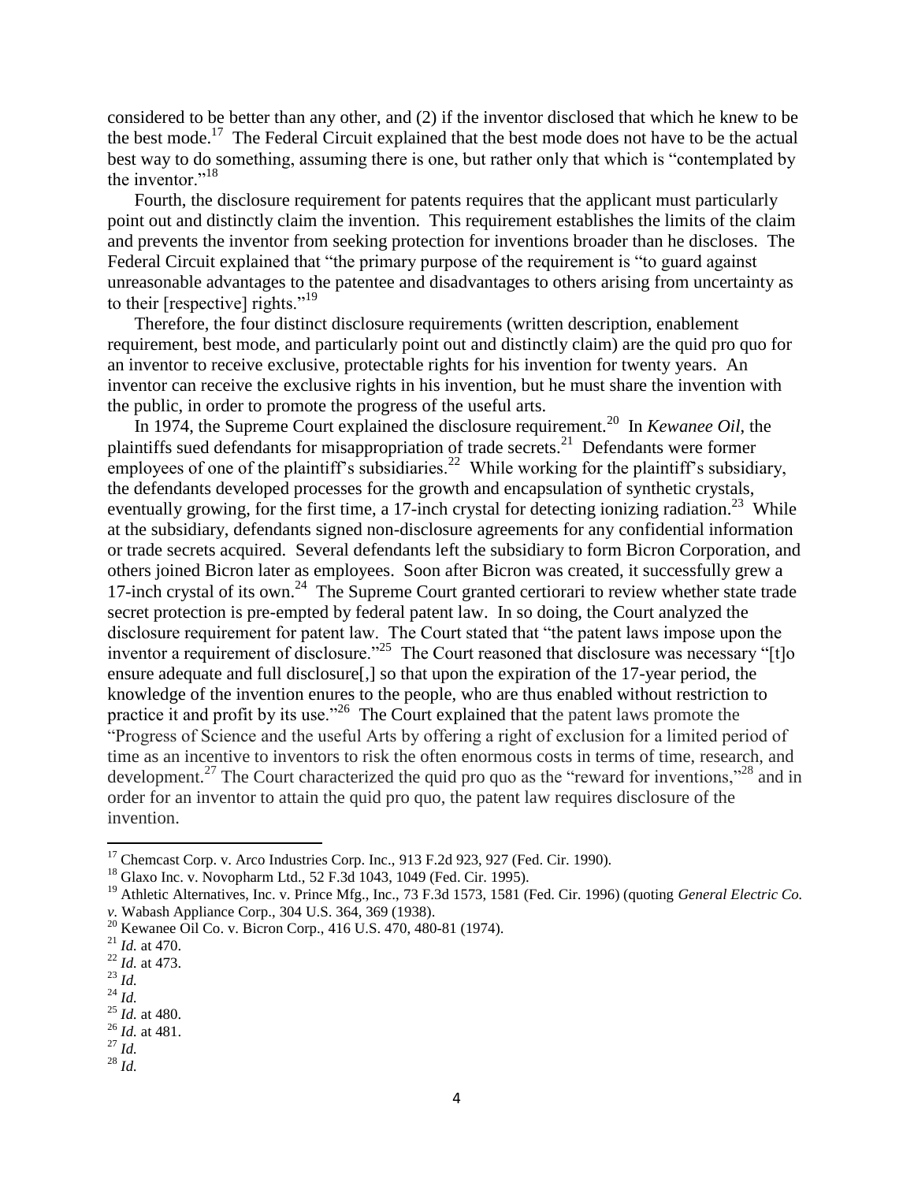considered to be better than any other, and (2) if the inventor disclosed that which he knew to be the best mode.[17] The Federal Circuit explained that the best mode does not have to be the actual best way to do something, assuming there is one, but rather only that which is "contemplated by the inventor."[18]

Fourth, the disclosure requirement for patents requires that the applicant must particularly point out and distinctly claim the invention. This requirement establishes the limits of the claim and prevents the inventor from seeking protection for inventions broader than he discloses. The Federal Circuit explained that "the primary purpose of the requirement is "to guard against unreasonable advantages to the patentee and disadvantages to others arising from uncertainty as to their [respective] rights."[19]

Therefore, the four distinct disclosure requirements (written description, enablement requirement, best mode, and particularly point out and distinctly claim) are the quid pro quo for an inventor to receive exclusive, protectable rights for his invention for twenty years. An inventor can receive the exclusive rights in his invention, but he must share the invention with the public, in order to promote the progress of the useful arts.

In 1974, the Supreme Court explained the disclosure requirement.[20] In *Kewanee Oil*, the plaintiffs sued defendants for misappropriation of trade secrets.[21] Defendants were former employees of one of the plaintiff's subsidiaries.[22] While working for the plaintiff's subsidiary, the defendants developed processes for the growth and encapsulation of synthetic crystals, eventually growing, for the first time, a 17-inch crystal for detecting ionizing radiation.[23] While at the subsidiary, defendants signed non-disclosure agreements for any confidential information or trade secrets acquired. Several defendants left the subsidiary to form Bicron Corporation, and others joined Bicron later as employees. Soon after Bicron was created, it successfully grew a 17-inch crystal of its own.[24] The Supreme Court granted certiorari to review whether state trade secret protection is pre-empted by federal patent law. In so doing, the Court analyzed the disclosure requirement for patent law. The Court stated that "the patent laws impose upon the inventor a requirement of disclosure."[25] The Court reasoned that disclosure was necessary "[t]o ensure adequate and full disclosure[,] so that upon the expiration of the 17-year period, the knowledge of the invention enures to the people, who are thus enabled without restriction to practice it and profit by its use."[26] The Court explained that the patent laws promote the "Progress of Science and the useful Arts by offering a right of exclusion for a limited period of time as an incentive to inventors to risk the often enormous costs in terms of time, research, and development.[27] The Court characterized the quid pro quo as the "reward for inventions,"[28] and in order for an inventor to attain the quid pro quo, the patent law requires disclosure of the invention.

---

[17] Chemcast Corp. v. Arco Industries Corp. Inc., 913 F.2d 923, 927 (Fed. Cir. 1990).

[18] Glaxo Inc. v. Novopharm Ltd., 52 F.3d 1043, 1049 (Fed. Cir. 1995).

[19] Athletic Alternatives, Inc. v. Prince Mfg., Inc., 73 F.3d 1573, 1581 (Fed. Cir. 1996) (quoting *General Electric Co. v.* Wabash Appliance Corp., 304 U.S. 364, 369 (1938).

[20] Kewanee Oil Co. v. Bicron Corp., 416 U.S. 470, 480-81 (1974).

[21] *Id.* at 470.

[22] *Id.* at 473.

[23] *Id.*

[24] *Id.*

[25] *Id.* at 480.

[26] *Id.* at 481.

[27] *Id.*

[28] *Id.*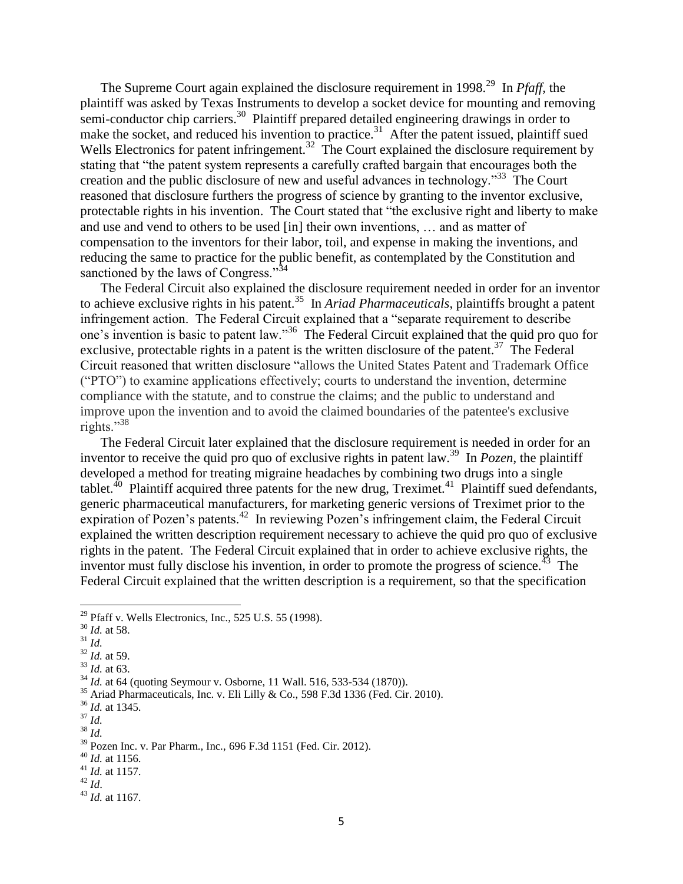The Supreme Court again explained the disclosure requirement in 1998.[29] In *Pfaff*, the plaintiff was asked by Texas Instruments to develop a socket device for mounting and removing semi-conductor chip carriers.[30] Plaintiff prepared detailed engineering drawings in order to make the socket, and reduced his invention to practice.[31] After the patent issued, plaintiff sued Wells Electronics for patent infringement.[32] The Court explained the disclosure requirement by stating that "the patent system represents a carefully crafted bargain that encourages both the creation and the public disclosure of new and useful advances in technology."[33] The Court reasoned that disclosure furthers the progress of science by granting to the inventor exclusive, protectable rights in his invention. The Court stated that "the exclusive right and liberty to make and use and vend to others to be used [in] their own inventions, … and as matter of compensation to the inventors for their labor, toil, and expense in making the inventions, and reducing the same to practice for the public benefit, as contemplated by the Constitution and sanctioned by the laws of Congress."[34]

The Federal Circuit also explained the disclosure requirement needed in order for an inventor to achieve exclusive rights in his patent.[35] In *Ariad Pharmaceuticals*, plaintiffs brought a patent infringement action. The Federal Circuit explained that a "separate requirement to describe one's invention is basic to patent law."[36] The Federal Circuit explained that the quid pro quo for exclusive, protectable rights in a patent is the written disclosure of the patent.[37] The Federal Circuit reasoned that written disclosure "allows the United States Patent and Trademark Office ("PTO") to examine applications effectively; courts to understand the invention, determine compliance with the statute, and to construe the claims; and the public to understand and improve upon the invention and to avoid the claimed boundaries of the patentee's exclusive rights."[38]

The Federal Circuit later explained that the disclosure requirement is needed in order for an inventor to receive the quid pro quo of exclusive rights in patent law.[39] In *Pozen*, the plaintiff developed a method for treating migraine headaches by combining two drugs into a single tablet.[40] Plaintiff acquired three patents for the new drug, Treximet.[41] Plaintiff sued defendants, generic pharmaceutical manufacturers, for marketing generic versions of Treximet prior to the expiration of Pozen's patents.[42] In reviewing Pozen's infringement claim, the Federal Circuit explained the written description requirement necessary to achieve the quid pro quo of exclusive rights in the patent. The Federal Circuit explained that in order to achieve exclusive rights, the inventor must fully disclose his invention, in order to promote the progress of science.[43] The Federal Circuit explained that the written description is a requirement, so that the specification

---

[29] Pfaff v. Wells Electronics, Inc., 525 U.S. 55 (1998).
[30] *Id.* at 58.
[31] *Id.*
[32] *Id.* at 59.
[33] *Id.* at 63.
[34] *Id.* at 64 (quoting Seymour v. Osborne, 11 Wall. 516, 533-534 (1870)).
[35] Ariad Pharmaceuticals, Inc. v. Eli Lilly & Co., 598 F.3d 1336 (Fed. Cir. 2010).
[36] *Id.* at 1345.
[37] *Id.*
[38] *Id.*
[39] Pozen Inc. v. Par Pharm., Inc., 696 F.3d 1151 (Fed. Cir. 2012).
[40] *Id.* at 1156.
[41] *Id.* at 1157.
[42] *Id.*
[43] *Id.* at 1167.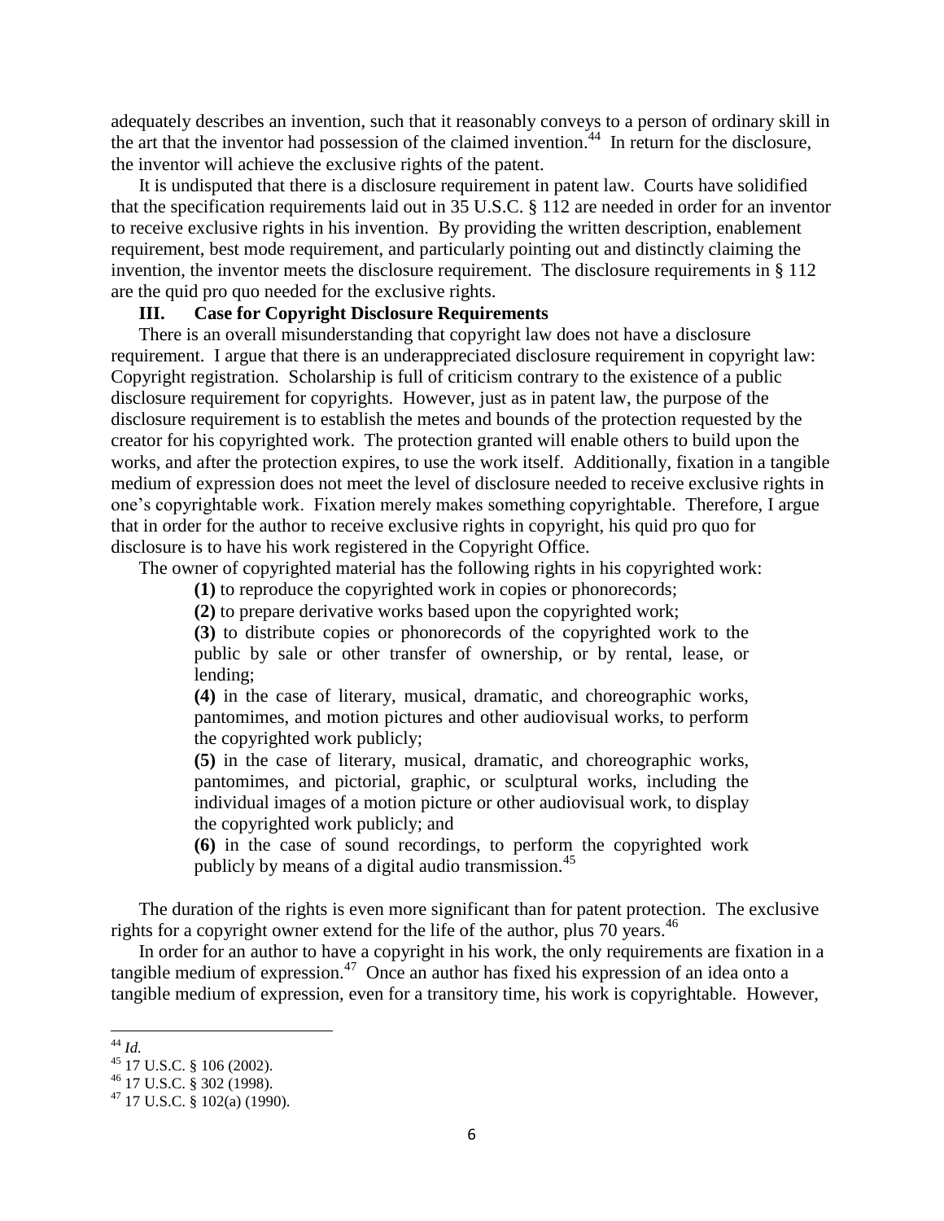adequately describes an invention, such that it reasonably conveys to a person of ordinary skill in the art that the inventor had possession of the claimed invention.[44] In return for the disclosure, the inventor will achieve the exclusive rights of the patent.

It is undisputed that there is a disclosure requirement in patent law. Courts have solidified that the specification requirements laid out in 35 U.S.C. § 112 are needed in order for an inventor to receive exclusive rights in his invention. By providing the written description, enablement requirement, best mode requirement, and particularly pointing out and distinctly claiming the invention, the inventor meets the disclosure requirement. The disclosure requirements in § 112 are the quid pro quo needed for the exclusive rights.

## III. Case for Copyright Disclosure Requirements

There is an overall misunderstanding that copyright law does not have a disclosure requirement. I argue that there is an underappreciated disclosure requirement in copyright law: Copyright registration. Scholarship is full of criticism contrary to the existence of a public disclosure requirement for copyrights. However, just as in patent law, the purpose of the disclosure requirement is to establish the metes and bounds of the protection requested by the creator for his copyrighted work. The protection granted will enable others to build upon the works, and after the protection expires, to use the work itself. Additionally, fixation in a tangible medium of expression does not meet the level of disclosure needed to receive exclusive rights in one's copyrightable work. Fixation merely makes something copyrightable. Therefore, I argue that in order for the author to receive exclusive rights in copyright, his quid pro quo for disclosure is to have his work registered in the Copyright Office.

The owner of copyrighted material has the following rights in his copyrighted work:

> **(1)** to reproduce the copyrighted work in copies or phonorecords;
>
> **(2)** to prepare derivative works based upon the copyrighted work;
>
> **(3)** to distribute copies or phonorecords of the copyrighted work to the public by sale or other transfer of ownership, or by rental, lease, or lending;
>
> **(4)** in the case of literary, musical, dramatic, and choreographic works, pantomimes, and motion pictures and other audiovisual works, to perform the copyrighted work publicly;
>
> **(5)** in the case of literary, musical, dramatic, and choreographic works, pantomimes, and pictorial, graphic, or sculptural works, including the individual images of a motion picture or other audiovisual work, to display the copyrighted work publicly; and
>
> **(6)** in the case of sound recordings, to perform the copyrighted work publicly by means of a digital audio transmission.[45]

The duration of the rights is even more significant than for patent protection. The exclusive rights for a copyright owner extend for the life of the author, plus 70 years.[46]

In order for an author to have a copyright in his work, the only requirements are fixation in a tangible medium of expression.[47] Once an author has fixed his expression of an idea onto a tangible medium of expression, even for a transitory time, his work is copyrightable. However,

---

[44] *Id.*

[45] 17 U.S.C. § 106 (2002).

[46] 17 U.S.C. § 302 (1998).

[47] 17 U.S.C. § 102(a) (1990).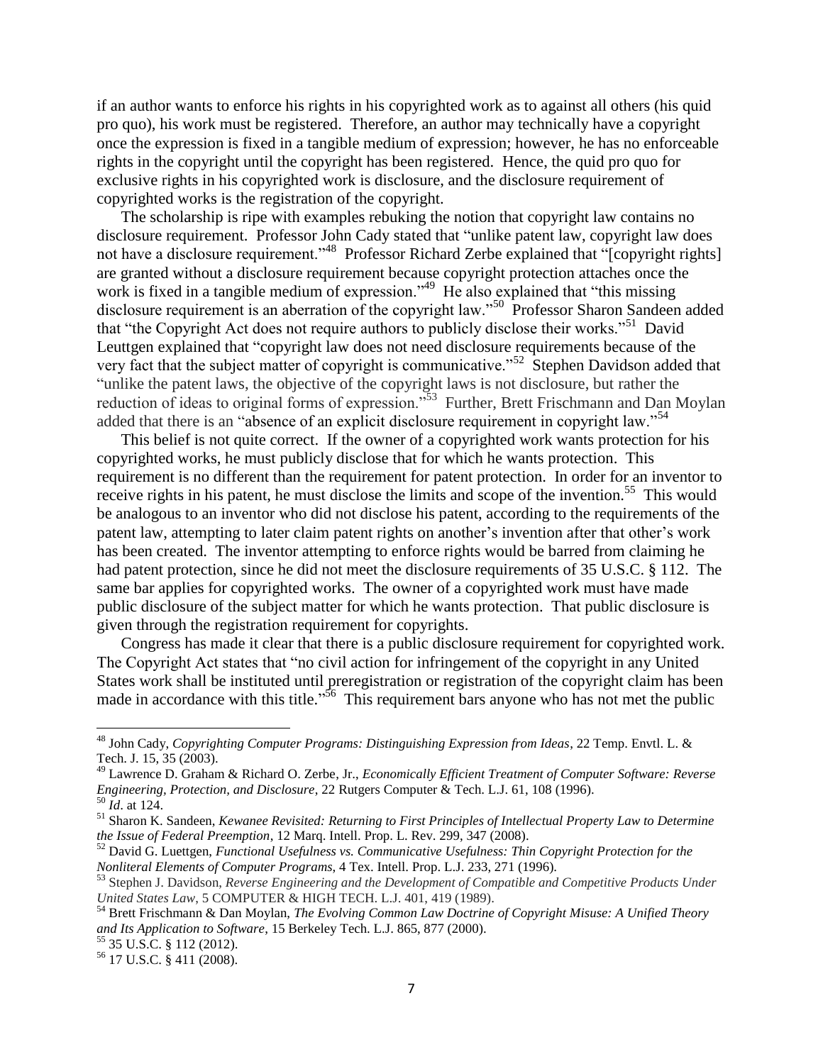if an author wants to enforce his rights in his copyrighted work as to against all others (his quid pro quo), his work must be registered. Therefore, an author may technically have a copyright once the expression is fixed in a tangible medium of expression; however, he has no enforceable rights in the copyright until the copyright has been registered. Hence, the quid pro quo for exclusive rights in his copyrighted work is disclosure, and the disclosure requirement of copyrighted works is the registration of the copyright.

The scholarship is ripe with examples rebuking the notion that copyright law contains no disclosure requirement. Professor John Cady stated that "unlike patent law, copyright law does not have a disclosure requirement."[48] Professor Richard Zerbe explained that "[copyright rights] are granted without a disclosure requirement because copyright protection attaches once the work is fixed in a tangible medium of expression."[49] He also explained that "this missing disclosure requirement is an aberration of the copyright law."[50] Professor Sharon Sandeen added that "the Copyright Act does not require authors to publicly disclose their works."[51] David Leuttgen explained that "copyright law does not need disclosure requirements because of the very fact that the subject matter of copyright is communicative."[52] Stephen Davidson added that "unlike the patent laws, the objective of the copyright laws is not disclosure, but rather the reduction of ideas to original forms of expression."[53] Further, Brett Frischmann and Dan Moylan added that there is an "absence of an explicit disclosure requirement in copyright law."[54]

This belief is not quite correct. If the owner of a copyrighted work wants protection for his copyrighted works, he must publicly disclose that for which he wants protection. This requirement is no different than the requirement for patent protection. In order for an inventor to receive rights in his patent, he must disclose the limits and scope of the invention.[55] This would be analogous to an inventor who did not disclose his patent, according to the requirements of the patent law, attempting to later claim patent rights on another's invention after that other's work has been created. The inventor attempting to enforce rights would be barred from claiming he had patent protection, since he did not meet the disclosure requirements of 35 U.S.C. § 112. The same bar applies for copyrighted works. The owner of a copyrighted work must have made public disclosure of the subject matter for which he wants protection. That public disclosure is given through the registration requirement for copyrights.

Congress has made it clear that there is a public disclosure requirement for copyrighted work. The Copyright Act states that "no civil action for infringement of the copyright in any United States work shall be instituted until preregistration or registration of the copyright claim has been made in accordance with this title."[56] This requirement bars anyone who has not met the public

---

[48] John Cady, *Copyrighting Computer Programs: Distinguishing Expression from Ideas*, 22 Temp. Envtl. L. & Tech. J. 15, 35 (2003).

[49] Lawrence D. Graham & Richard O. Zerbe, Jr., *Economically Efficient Treatment of Computer Software: Reverse Engineering, Protection, and Disclosure*, 22 Rutgers Computer & Tech. L.J. 61, 108 (1996).

[50] *Id*. at 124.

[51] Sharon K. Sandeen, *Kewanee Revisited: Returning to First Principles of Intellectual Property Law to Determine the Issue of Federal Preemption*, 12 Marq. Intell. Prop. L. Rev. 299, 347 (2008).

[52] David G. Luettgen, *Functional Usefulness vs. Communicative Usefulness: Thin Copyright Protection for the Nonliteral Elements of Computer Programs*, 4 Tex. Intell. Prop. L.J. 233, 271 (1996).

[53] Stephen J. Davidson, *Reverse Engineering and the Development of Compatible and Competitive Products Under United States Law*, 5 COMPUTER & HIGH TECH. L.J. 401, 419 (1989).

[54] Brett Frischmann & Dan Moylan, *The Evolving Common Law Doctrine of Copyright Misuse: A Unified Theory and Its Application to Software*, 15 Berkeley Tech. L.J. 865, 877 (2000).

[55] 35 U.S.C. § 112 (2012).

[56] 17 U.S.C. § 411 (2008).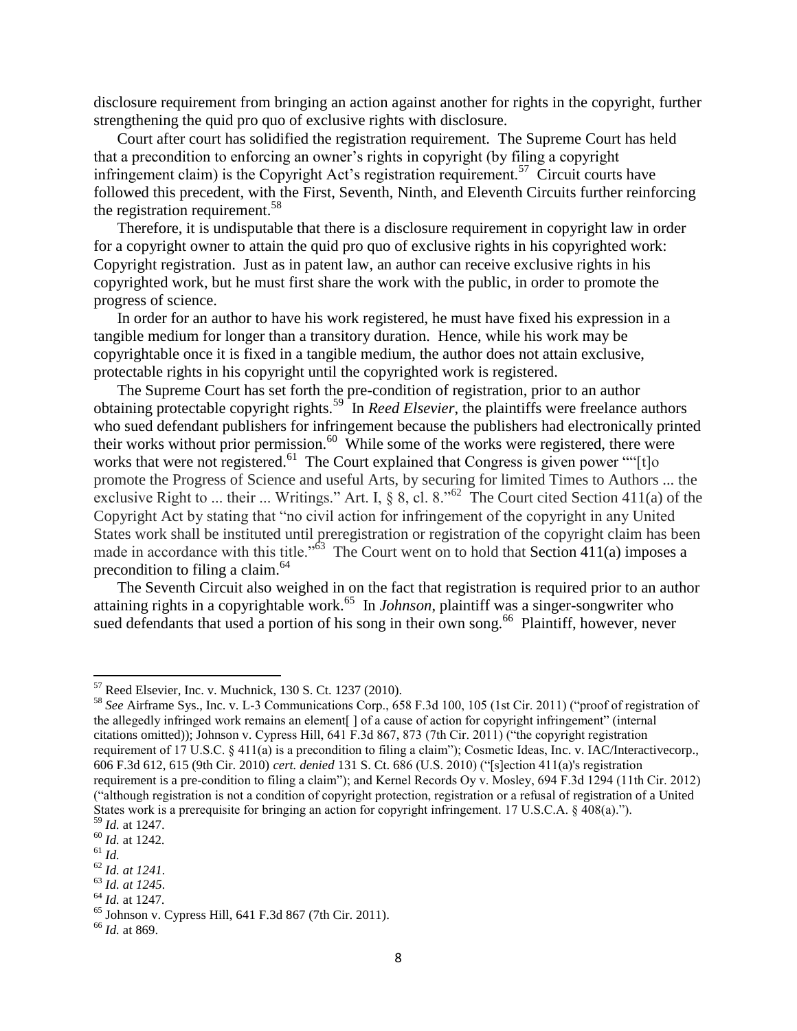disclosure requirement from bringing an action against another for rights in the copyright, further strengthening the quid pro quo of exclusive rights with disclosure.

Court after court has solidified the registration requirement. The Supreme Court has held that a precondition to enforcing an owner's rights in copyright (by filing a copyright infringement claim) is the Copyright Act's registration requirement.[57] Circuit courts have followed this precedent, with the First, Seventh, Ninth, and Eleventh Circuits further reinforcing the registration requirement.[58]

Therefore, it is undisputable that there is a disclosure requirement in copyright law in order for a copyright owner to attain the quid pro quo of exclusive rights in his copyrighted work: Copyright registration. Just as in patent law, an author can receive exclusive rights in his copyrighted work, but he must first share the work with the public, in order to promote the progress of science.

In order for an author to have his work registered, he must have fixed his expression in a tangible medium for longer than a transitory duration. Hence, while his work may be copyrightable once it is fixed in a tangible medium, the author does not attain exclusive, protectable rights in his copyright until the copyrighted work is registered.

The Supreme Court has set forth the pre-condition of registration, prior to an author obtaining protectable copyright rights.[59] In *Reed Elsevier*, the plaintiffs were freelance authors who sued defendant publishers for infringement because the publishers had electronically printed their works without prior permission.[60] While some of the works were registered, there were works that were not registered.[61] The Court explained that Congress is given power ""[t]o promote the Progress of Science and useful Arts, by securing for limited Times to Authors ... the exclusive Right to ... their ... Writings." Art. I, § 8, cl. 8."[62] The Court cited Section 411(a) of the Copyright Act by stating that "no civil action for infringement of the copyright in any United States work shall be instituted until preregistration or registration of the copyright claim has been made in accordance with this title."[63] The Court went on to hold that Section 411(a) imposes a precondition to filing a claim.[64]

The Seventh Circuit also weighed in on the fact that registration is required prior to an author attaining rights in a copyrightable work.[65] In *Johnson*, plaintiff was a singer-songwriter who sued defendants that used a portion of his song in their own song.[66] Plaintiff, however, never

---

[57] Reed Elsevier, Inc. v. Muchnick, 130 S. Ct. 1237 (2010).

[58] *See* Airframe Sys., Inc. v. L-3 Communications Corp., 658 F.3d 100, 105 (1st Cir. 2011) ("proof of registration of the allegedly infringed work remains an element[ ] of a cause of action for copyright infringement" (internal citations omitted)); Johnson v. Cypress Hill, 641 F.3d 867, 873 (7th Cir. 2011) ("the copyright registration requirement of 17 U.S.C. § 411(a) is a precondition to filing a claim"); Cosmetic Ideas, Inc. v. IAC/Interactivecorp., 606 F.3d 612, 615 (9th Cir. 2010) *cert. denied* 131 S. Ct. 686 (U.S. 2010) ("[s]ection 411(a)'s registration requirement is a pre-condition to filing a claim"); and Kernel Records Oy v. Mosley, 694 F.3d 1294 (11th Cir. 2012) ("although registration is not a condition of copyright protection, registration or a refusal of registration of a United States work is a prerequisite for bringing an action for copyright infringement. 17 U.S.C.A. § 408(a).").

[59] *Id.* at 1247.

[60] *Id.* at 1242.

[61] *Id.*

[62] *Id. at 1241*.

[63] *Id. at 1245*.

[64] *Id.* at 1247.

[65] Johnson v. Cypress Hill, 641 F.3d 867 (7th Cir. 2011).

[66] *Id.* at 869.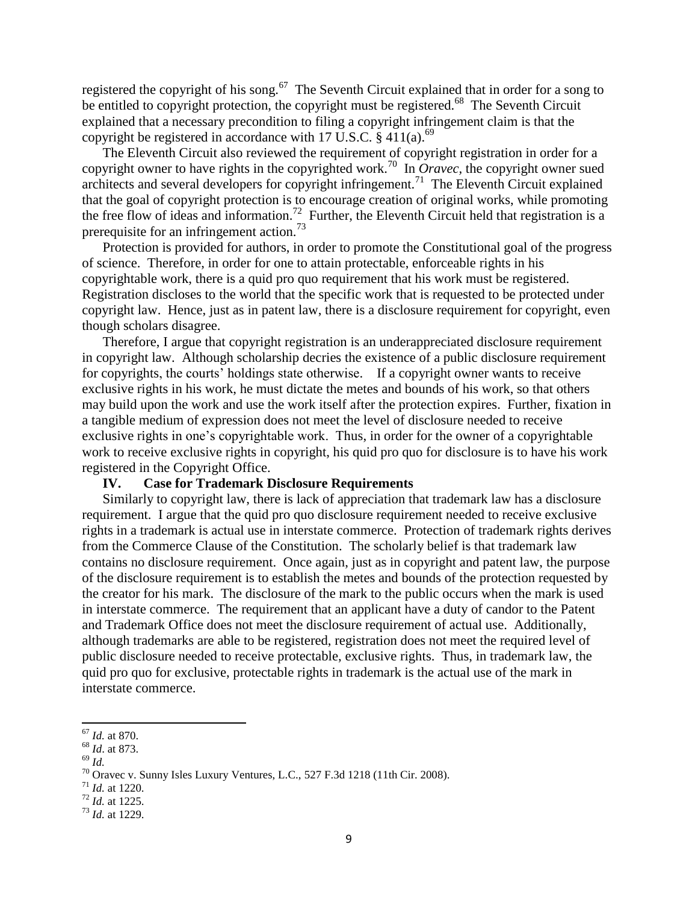registered the copyright of his song.[67] The Seventh Circuit explained that in order for a song to be entitled to copyright protection, the copyright must be registered.[68] The Seventh Circuit explained that a necessary precondition to filing a copyright infringement claim is that the copyright be registered in accordance with 17 U.S.C. § 411(a).[69]

The Eleventh Circuit also reviewed the requirement of copyright registration in order for a copyright owner to have rights in the copyrighted work.[70] In *Oravec*, the copyright owner sued architects and several developers for copyright infringement.[71] The Eleventh Circuit explained that the goal of copyright protection is to encourage creation of original works, while promoting the free flow of ideas and information.[72] Further, the Eleventh Circuit held that registration is a prerequisite for an infringement action.[73]

Protection is provided for authors, in order to promote the Constitutional goal of the progress of science. Therefore, in order for one to attain protectable, enforceable rights in his copyrightable work, there is a quid pro quo requirement that his work must be registered. Registration discloses to the world that the specific work that is requested to be protected under copyright law. Hence, just as in patent law, there is a disclosure requirement for copyright, even though scholars disagree.

Therefore, I argue that copyright registration is an underappreciated disclosure requirement in copyright law. Although scholarship decries the existence of a public disclosure requirement for copyrights, the courts' holdings state otherwise. If a copyright owner wants to receive exclusive rights in his work, he must dictate the metes and bounds of his work, so that others may build upon the work and use the work itself after the protection expires. Further, fixation in a tangible medium of expression does not meet the level of disclosure needed to receive exclusive rights in one's copyrightable work. Thus, in order for the owner of a copyrightable work to receive exclusive rights in copyright, his quid pro quo for disclosure is to have his work registered in the Copyright Office.

## IV. Case for Trademark Disclosure Requirements

Similarly to copyright law, there is lack of appreciation that trademark law has a disclosure requirement. I argue that the quid pro quo disclosure requirement needed to receive exclusive rights in a trademark is actual use in interstate commerce. Protection of trademark rights derives from the Commerce Clause of the Constitution. The scholarly belief is that trademark law contains no disclosure requirement. Once again, just as in copyright and patent law, the purpose of the disclosure requirement is to establish the metes and bounds of the protection requested by the creator for his mark. The disclosure of the mark to the public occurs when the mark is used in interstate commerce. The requirement that an applicant have a duty of candor to the Patent and Trademark Office does not meet the disclosure requirement of actual use. Additionally, although trademarks are able to be registered, registration does not meet the required level of public disclosure needed to receive protectable, exclusive rights. Thus, in trademark law, the quid pro quo for exclusive, protectable rights in trademark is the actual use of the mark in interstate commerce.

---

[67] *Id.* at 870.

[68] *Id*. at 873.

[69] *Id.*

[70] Oravec v. Sunny Isles Luxury Ventures, L.C., 527 F.3d 1218 (11th Cir. 2008).

[71] *Id.* at 1220.

[72] *Id.* at 1225.

[73] *Id.* at 1229.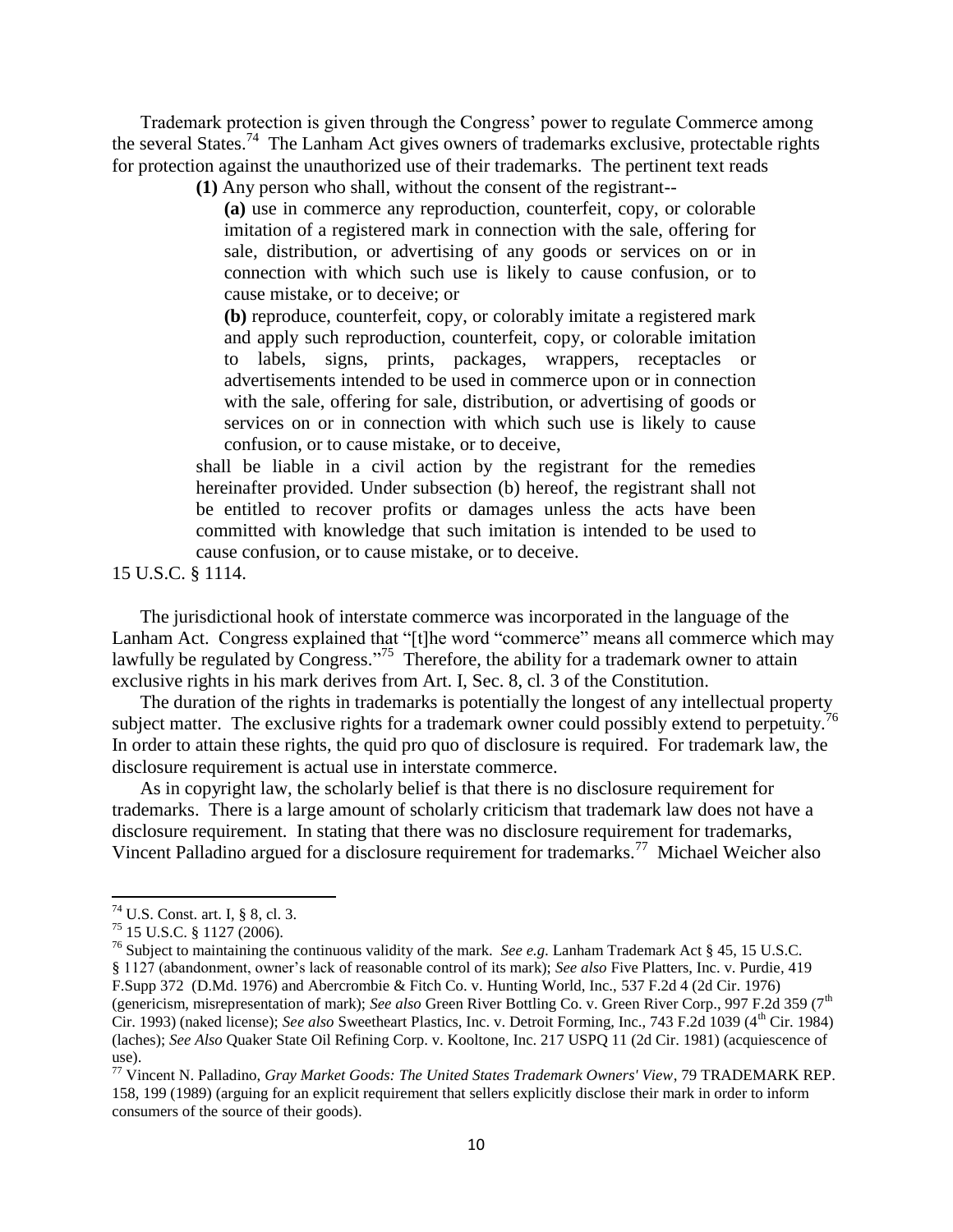Trademark protection is given through the Congress' power to regulate Commerce among the several States.[74] The Lanham Act gives owners of trademarks exclusive, protectable rights for protection against the unauthorized use of their trademarks. The pertinent text reads

> **(1)** Any person who shall, without the consent of the registrant--
>
> **(a)** use in commerce any reproduction, counterfeit, copy, or colorable imitation of a registered mark in connection with the sale, offering for sale, distribution, or advertising of any goods or services on or in connection with which such use is likely to cause confusion, or to cause mistake, or to deceive; or
>
> **(b)** reproduce, counterfeit, copy, or colorably imitate a registered mark and apply such reproduction, counterfeit, copy, or colorable imitation to labels, signs, prints, packages, wrappers, receptacles or advertisements intended to be used in commerce upon or in connection with the sale, offering for sale, distribution, or advertising of goods or services on or in connection with which such use is likely to cause confusion, or to cause mistake, or to deceive,
>
> shall be liable in a civil action by the registrant for the remedies hereinafter provided. Under subsection (b) hereof, the registrant shall not be entitled to recover profits or damages unless the acts have been committed with knowledge that such imitation is intended to be used to cause confusion, or to cause mistake, or to deceive.

15 U.S.C. § 1114.

The jurisdictional hook of interstate commerce was incorporated in the language of the Lanham Act. Congress explained that "[t]he word "commerce" means all commerce which may lawfully be regulated by Congress."[75] Therefore, the ability for a trademark owner to attain exclusive rights in his mark derives from Art. I, Sec. 8, cl. 3 of the Constitution.

The duration of the rights in trademarks is potentially the longest of any intellectual property subject matter. The exclusive rights for a trademark owner could possibly extend to perpetuity.[76] In order to attain these rights, the quid pro quo of disclosure is required. For trademark law, the disclosure requirement is actual use in interstate commerce.

As in copyright law, the scholarly belief is that there is no disclosure requirement for trademarks. There is a large amount of scholarly criticism that trademark law does not have a disclosure requirement. In stating that there was no disclosure requirement for trademarks, Vincent Palladino argued for a disclosure requirement for trademarks.[77] Michael Weicher also

---

[74] U.S. Const. art. I, § 8, cl. 3.

[75] 15 U.S.C. § 1127 (2006).

[76] Subject to maintaining the continuous validity of the mark. *See e.g.* Lanham Trademark Act § 45, 15 U.S.C. § 1127 (abandonment, owner's lack of reasonable control of its mark); *See also* Five Platters, Inc. v. Purdie, 419 F.Supp 372 (D.Md. 1976) and Abercrombie & Fitch Co. v. Hunting World, Inc., 537 F.2d 4 (2d Cir. 1976) (genericism, misrepresentation of mark); *See also* Green River Bottling Co. v. Green River Corp., 997 F.2d 359 (7th Cir. 1993) (naked license); *See also* Sweetheart Plastics, Inc. v. Detroit Forming, Inc., 743 F.2d 1039 (4th Cir. 1984) (laches); *See Also* Quaker State Oil Refining Corp. v. Kooltone, Inc. 217 USPQ 11 (2d Cir. 1981) (acquiescence of use).

[77] Vincent N. Palladino, *Gray Market Goods: The United States Trademark Owners' View*, 79 TRADEMARK REP. 158, 199 (1989) (arguing for an explicit requirement that sellers explicitly disclose their mark in order to inform consumers of the source of their goods).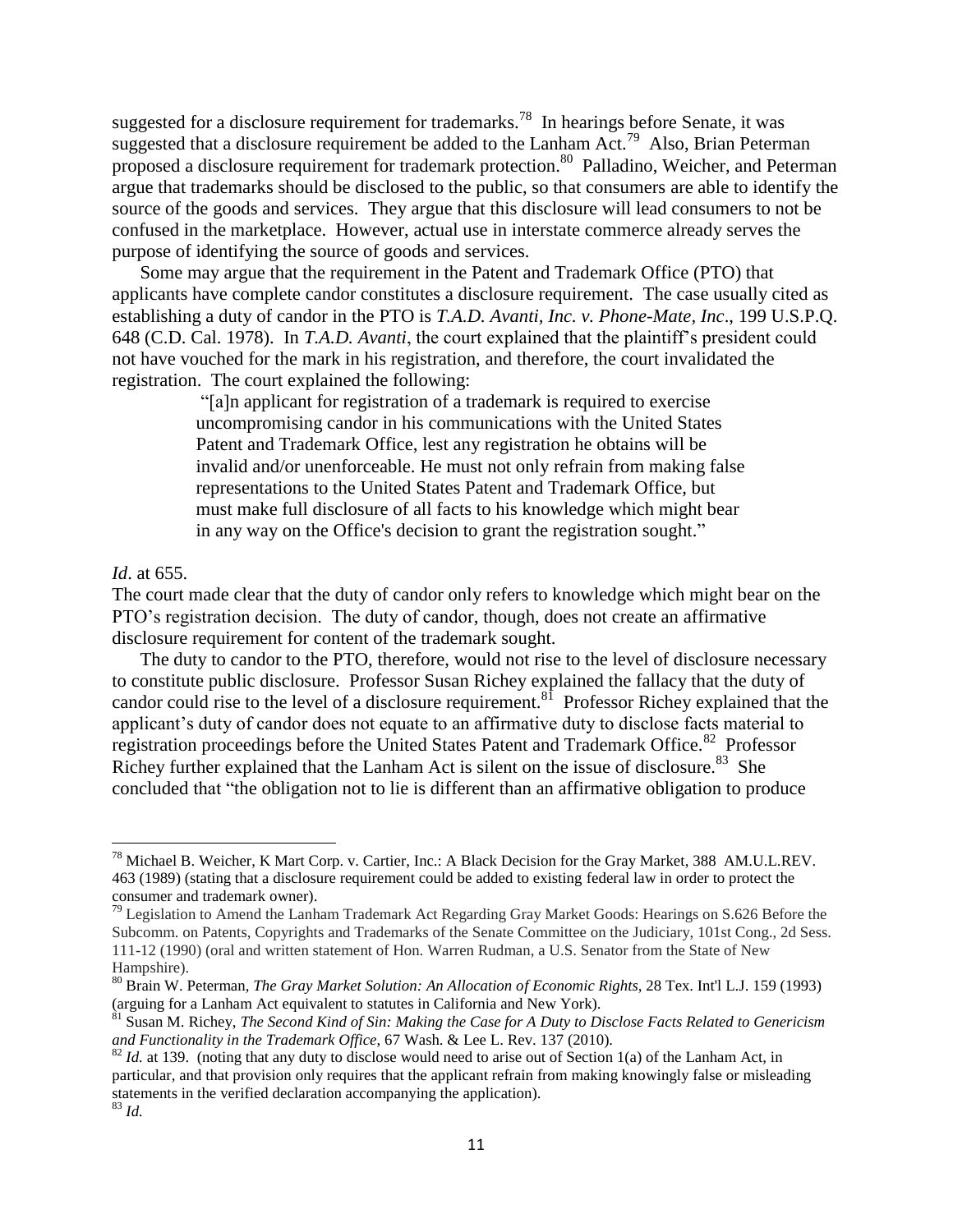suggested for a disclosure requirement for trademarks.[78] In hearings before Senate, it was suggested that a disclosure requirement be added to the Lanham Act.[79] Also, Brian Peterman proposed a disclosure requirement for trademark protection.[80] Palladino, Weicher, and Peterman argue that trademarks should be disclosed to the public, so that consumers are able to identify the source of the goods and services. They argue that this disclosure will lead consumers to not be confused in the marketplace. However, actual use in interstate commerce already serves the purpose of identifying the source of goods and services.

Some may argue that the requirement in the Patent and Trademark Office (PTO) that applicants have complete candor constitutes a disclosure requirement. The case usually cited as establishing a duty of candor in the PTO is *T.A.D. Avanti, Inc. v. Phone-Mate, Inc*., 199 U.S.P.Q. 648 (C.D. Cal. 1978). In *T.A.D. Avanti*, the court explained that the plaintiff's president could not have vouched for the mark in his registration, and therefore, the court invalidated the registration. The court explained the following:

> "[a]n applicant for registration of a trademark is required to exercise uncompromising candor in his communications with the United States Patent and Trademark Office, lest any registration he obtains will be invalid and/or unenforceable. He must not only refrain from making false representations to the United States Patent and Trademark Office, but must make full disclosure of all facts to his knowledge which might bear in any way on the Office's decision to grant the registration sought."

*Id*. at 655.

The court made clear that the duty of candor only refers to knowledge which might bear on the PTO's registration decision. The duty of candor, though, does not create an affirmative disclosure requirement for content of the trademark sought.

The duty to candor to the PTO, therefore, would not rise to the level of disclosure necessary to constitute public disclosure. Professor Susan Richey explained the fallacy that the duty of candor could rise to the level of a disclosure requirement.[81] Professor Richey explained that the applicant's duty of candor does not equate to an affirmative duty to disclose facts material to registration proceedings before the United States Patent and Trademark Office.[82] Professor Richey further explained that the Lanham Act is silent on the issue of disclosure.[83] She concluded that "the obligation not to lie is different than an affirmative obligation to produce

---

[78] Michael B. Weicher, K Mart Corp. v. Cartier, Inc.: A Black Decision for the Gray Market, 388 AM.U.L.REV. 463 (1989) (stating that a disclosure requirement could be added to existing federal law in order to protect the consumer and trademark owner).

[79] Legislation to Amend the Lanham Trademark Act Regarding Gray Market Goods: Hearings on S.626 Before the Subcomm. on Patents, Copyrights and Trademarks of the Senate Committee on the Judiciary, 101st Cong., 2d Sess. 111-12 (1990) (oral and written statement of Hon. Warren Rudman, a U.S. Senator from the State of New Hampshire).

[80] Brain W. Peterman, *The Gray Market Solution: An Allocation of Economic Rights*, 28 Tex. Int'l L.J. 159 (1993) (arguing for a Lanham Act equivalent to statutes in California and New York).

[81] Susan M. Richey, *The Second Kind of Sin: Making the Case for A Duty to Disclose Facts Related to Genericism and Functionality in the Trademark Office*, 67 Wash. & Lee L. Rev. 137 (2010).

[82] *Id.* at 139. (noting that any duty to disclose would need to arise out of Section 1(a) of the Lanham Act, in particular, and that provision only requires that the applicant refrain from making knowingly false or misleading statements in the verified declaration accompanying the application).

[83] *Id.*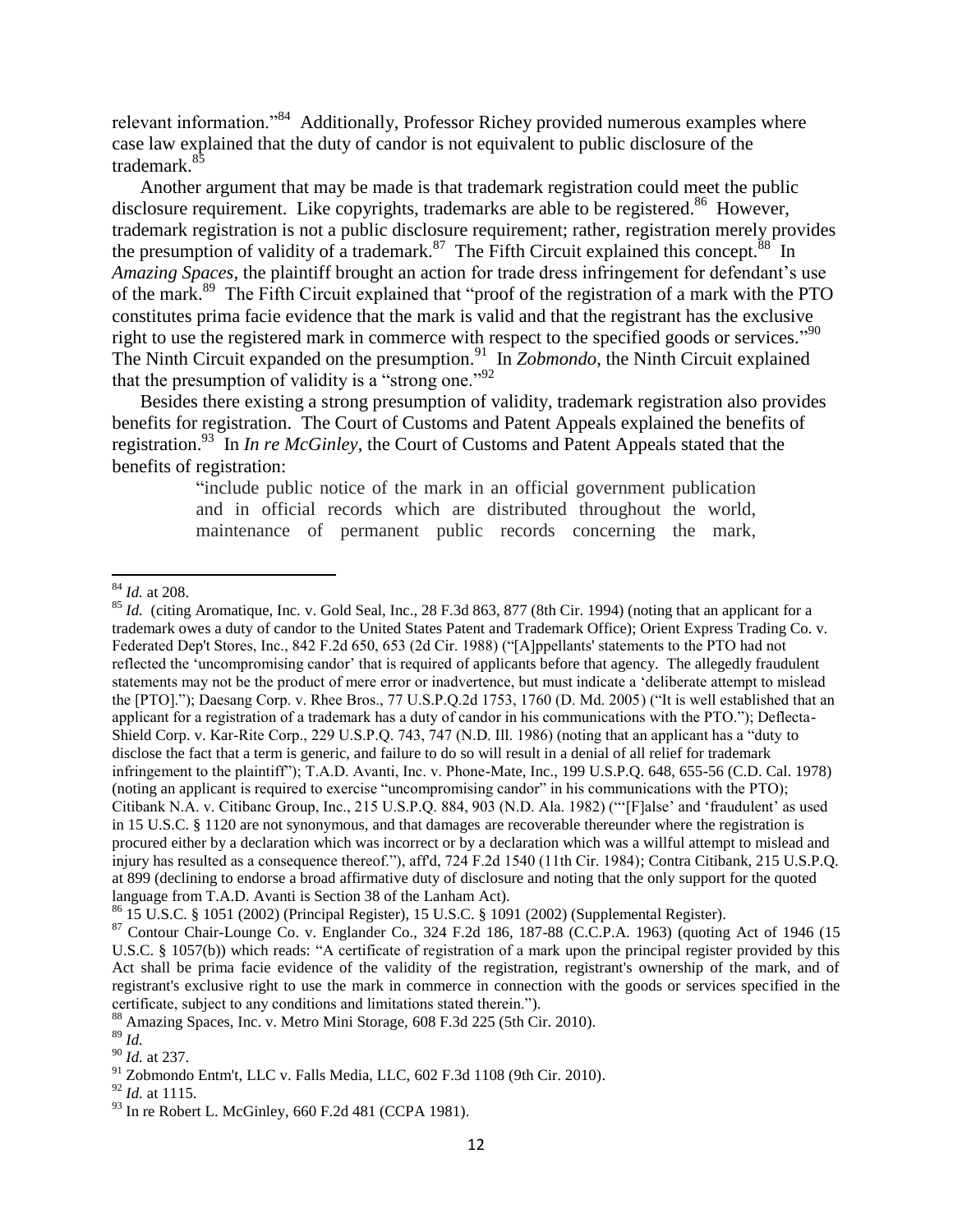relevant information."[84] Additionally, Professor Richey provided numerous examples where case law explained that the duty of candor is not equivalent to public disclosure of the trademark.[85]

Another argument that may be made is that trademark registration could meet the public disclosure requirement. Like copyrights, trademarks are able to be registered.[86] However, trademark registration is not a public disclosure requirement; rather, registration merely provides the presumption of validity of a trademark.[87] The Fifth Circuit explained this concept.[88] In *Amazing Spaces*, the plaintiff brought an action for trade dress infringement for defendant's use of the mark.[89] The Fifth Circuit explained that "proof of the registration of a mark with the PTO constitutes prima facie evidence that the mark is valid and that the registrant has the exclusive right to use the registered mark in commerce with respect to the specified goods or services."[90] The Ninth Circuit expanded on the presumption.[91] In *Zobmondo*, the Ninth Circuit explained that the presumption of validity is a "strong one."[92]

Besides there existing a strong presumption of validity, trademark registration also provides benefits for registration. The Court of Customs and Patent Appeals explained the benefits of registration.[93] In *In re McGinley*, the Court of Customs and Patent Appeals stated that the benefits of registration:

> "include public notice of the mark in an official government publication and in official records which are distributed throughout the world, maintenance of permanent public records concerning the mark,

---

[84] *Id.* at 208.

[85] *Id.* (citing Aromatique, Inc. v. Gold Seal, Inc., 28 F.3d 863, 877 (8th Cir. 1994) (noting that an applicant for a trademark owes a duty of candor to the United States Patent and Trademark Office); Orient Express Trading Co. v. Federated Dep't Stores, Inc., 842 F.2d 650, 653 (2d Cir. 1988) ("[A]ppellants' statements to the PTO had not reflected the 'uncompromising candor' that is required of applicants before that agency. The allegedly fraudulent statements may not be the product of mere error or inadvertence, but must indicate a 'deliberate attempt to mislead the [PTO]."); Daesang Corp. v. Rhee Bros., 77 U.S.P.Q.2d 1753, 1760 (D. Md. 2005) ("It is well established that an applicant for a registration of a trademark has a duty of candor in his communications with the PTO."); Deflecta-Shield Corp. v. Kar-Rite Corp., 229 U.S.P.Q. 743, 747 (N.D. Ill. 1986) (noting that an applicant has a "duty to disclose the fact that a term is generic, and failure to do so will result in a denial of all relief for trademark infringement to the plaintiff"); T.A.D. Avanti, Inc. v. Phone-Mate, Inc., 199 U.S.P.Q. 648, 655-56 (C.D. Cal. 1978) (noting an applicant is required to exercise "uncompromising candor" in his communications with the PTO); Citibank N.A. v. Citibanc Group, Inc., 215 U.S.P.Q. 884, 903 (N.D. Ala. 1982) ("'[F]alse' and 'fraudulent' as used in 15 U.S.C. § 1120 are not synonymous, and that damages are recoverable thereunder where the registration is procured either by a declaration which was incorrect or by a declaration which was a willful attempt to mislead and injury has resulted as a consequence thereof."), aff'd, 724 F.2d 1540 (11th Cir. 1984); Contra Citibank, 215 U.S.P.Q. at 899 (declining to endorse a broad affirmative duty of disclosure and noting that the only support for the quoted language from T.A.D. Avanti is Section 38 of the Lanham Act).

[86] 15 U.S.C. § 1051 (2002) (Principal Register), 15 U.S.C. § 1091 (2002) (Supplemental Register).

[87] Contour Chair-Lounge Co. v. Englander Co., 324 F.2d 186, 187-88 (C.C.P.A. 1963) (quoting Act of 1946 (15 U.S.C. § 1057(b)) which reads: "A certificate of registration of a mark upon the principal register provided by this Act shall be prima facie evidence of the validity of the registration, registrant's ownership of the mark, and of registrant's exclusive right to use the mark in commerce in connection with the goods or services specified in the certificate, subject to any conditions and limitations stated therein.").

[88] Amazing Spaces, Inc. v. Metro Mini Storage, 608 F.3d 225 (5th Cir. 2010).

[89] *Id.*

[90] *Id.* at 237.

[91] Zobmondo Entm't, LLC v. Falls Media, LLC, 602 F.3d 1108 (9th Cir. 2010).

[92] *Id.* at 1115.

[93] In re Robert L. McGinley, 660 F.2d 481 (CCPA 1981).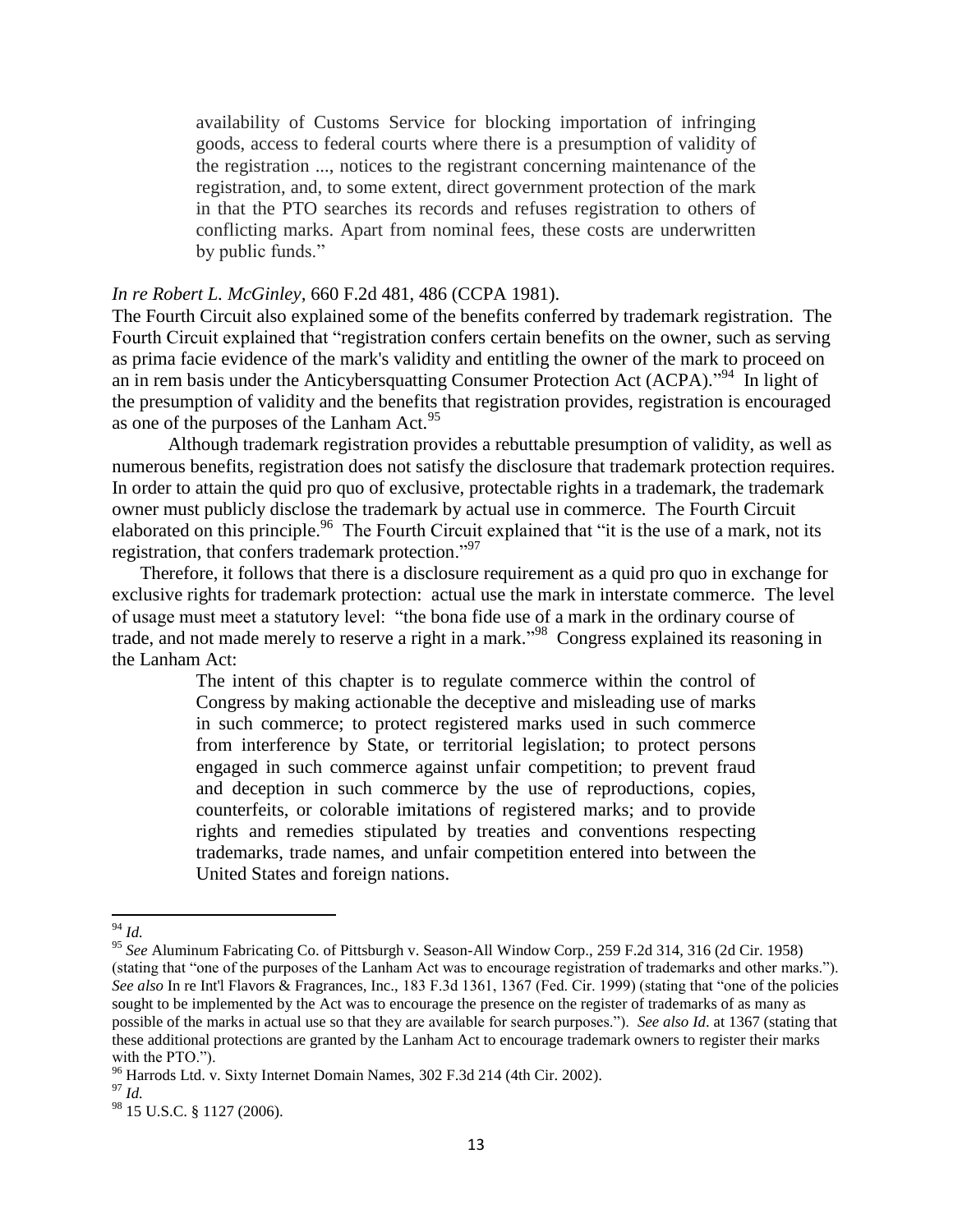> availability of Customs Service for blocking importation of infringing goods, access to federal courts where there is a presumption of validity of the registration ..., notices to the registrant concerning maintenance of the registration, and, to some extent, direct government protection of the mark in that the PTO searches its records and refuses registration to others of conflicting marks. Apart from nominal fees, these costs are underwritten by public funds."

*In re Robert L. McGinley*, 660 F.2d 481, 486 (CCPA 1981).

The Fourth Circuit also explained some of the benefits conferred by trademark registration. The Fourth Circuit explained that "registration confers certain benefits on the owner, such as serving as prima facie evidence of the mark's validity and entitling the owner of the mark to proceed on an in rem basis under the Anticybersquatting Consumer Protection Act (ACPA)."[94] In light of the presumption of validity and the benefits that registration provides, registration is encouraged as one of the purposes of the Lanham Act.[95]

Although trademark registration provides a rebuttable presumption of validity, as well as numerous benefits, registration does not satisfy the disclosure that trademark protection requires. In order to attain the quid pro quo of exclusive, protectable rights in a trademark, the trademark owner must publicly disclose the trademark by actual use in commerce. The Fourth Circuit elaborated on this principle.[96] The Fourth Circuit explained that "it is the use of a mark, not its registration, that confers trademark protection."[97]

Therefore, it follows that there is a disclosure requirement as a quid pro quo in exchange for exclusive rights for trademark protection: actual use the mark in interstate commerce. The level of usage must meet a statutory level: "the bona fide use of a mark in the ordinary course of trade, and not made merely to reserve a right in a mark."[98] Congress explained its reasoning in the Lanham Act:

> The intent of this chapter is to regulate commerce within the control of Congress by making actionable the deceptive and misleading use of marks in such commerce; to protect registered marks used in such commerce from interference by State, or territorial legislation; to protect persons engaged in such commerce against unfair competition; to prevent fraud and deception in such commerce by the use of reproductions, copies, counterfeits, or colorable imitations of registered marks; and to provide rights and remedies stipulated by treaties and conventions respecting trademarks, trade names, and unfair competition entered into between the United States and foreign nations.

---

[94] *Id.*

[95] *See* Aluminum Fabricating Co. of Pittsburgh v. Season-All Window Corp., 259 F.2d 314, 316 (2d Cir. 1958) (stating that "one of the purposes of the Lanham Act was to encourage registration of trademarks and other marks."). *See also* In re Int'l Flavors & Fragrances, Inc., 183 F.3d 1361, 1367 (Fed. Cir. 1999) (stating that "one of the policies sought to be implemented by the Act was to encourage the presence on the register of trademarks of as many as possible of the marks in actual use so that they are available for search purposes."). *See also Id*. at 1367 (stating that these additional protections are granted by the Lanham Act to encourage trademark owners to register their marks with the PTO.").

[96] Harrods Ltd. v. Sixty Internet Domain Names, 302 F.3d 214 (4th Cir. 2002).

[97] *Id.*

[98] 15 U.S.C. § 1127 (2006).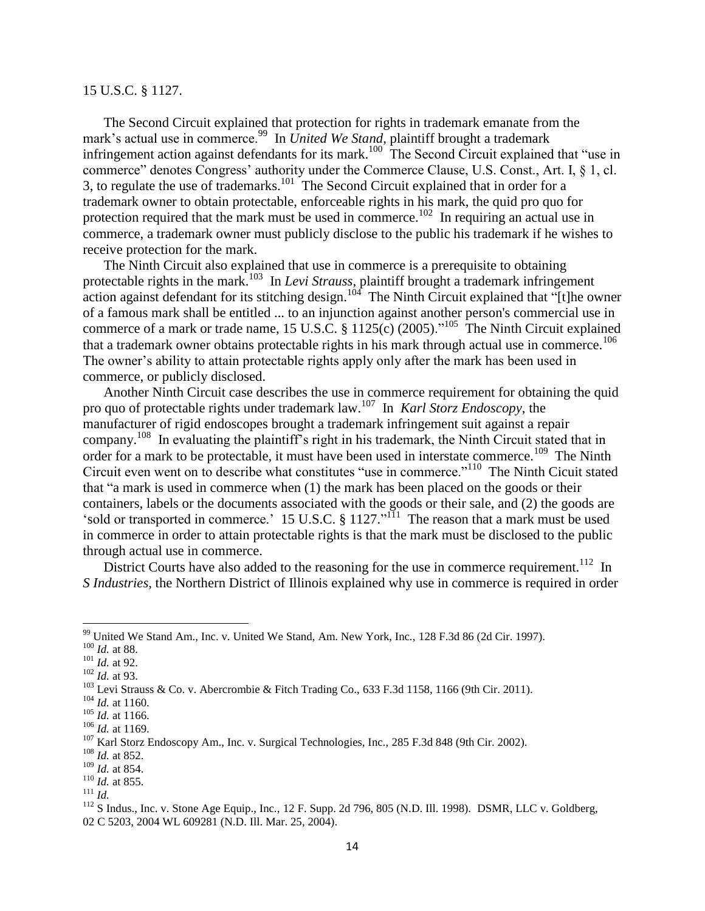15 U.S.C. § 1127.

The Second Circuit explained that protection for rights in trademark emanate from the mark's actual use in commerce.[99] In *United We Stand*, plaintiff brought a trademark infringement action against defendants for its mark.[100] The Second Circuit explained that "use in commerce" denotes Congress' authority under the Commerce Clause, U.S. Const., Art. I, § 1, cl. 3, to regulate the use of trademarks.[101] The Second Circuit explained that in order for a trademark owner to obtain protectable, enforceable rights in his mark, the quid pro quo for protection required that the mark must be used in commerce.[102] In requiring an actual use in commerce, a trademark owner must publicly disclose to the public his trademark if he wishes to receive protection for the mark.

The Ninth Circuit also explained that use in commerce is a prerequisite to obtaining protectable rights in the mark.[103] In *Levi Strauss*, plaintiff brought a trademark infringement action against defendant for its stitching design.[104] The Ninth Circuit explained that "[t]he owner of a famous mark shall be entitled ... to an injunction against another person's commercial use in commerce of a mark or trade name, 15 U.S.C. § 1125(c) (2005)."[105] The Ninth Circuit explained that a trademark owner obtains protectable rights in his mark through actual use in commerce.[106] The owner's ability to attain protectable rights apply only after the mark has been used in commerce, or publicly disclosed.

Another Ninth Circuit case describes the use in commerce requirement for obtaining the quid pro quo of protectable rights under trademark law.[107] In *Karl Storz Endoscopy*, the manufacturer of rigid endoscopes brought a trademark infringement suit against a repair company.[108] In evaluating the plaintiff's right in his trademark, the Ninth Circuit stated that in order for a mark to be protectable, it must have been used in interstate commerce.[109] The Ninth Circuit even went on to describe what constitutes "use in commerce."[110] The Ninth Cicuit stated that "a mark is used in commerce when (1) the mark has been placed on the goods or their containers, labels or the documents associated with the goods or their sale, and (2) the goods are 'sold or transported in commerce.' 15 U.S.C. § 1127."[111] The reason that a mark must be used in commerce in order to attain protectable rights is that the mark must be disclosed to the public through actual use in commerce.

District Courts have also added to the reasoning for the use in commerce requirement.[112] In *S Industries*, the Northern District of Illinois explained why use in commerce is required in order

---

[99] United We Stand Am., Inc. v. United We Stand, Am. New York, Inc., 128 F.3d 86 (2d Cir. 1997).

[100] *Id.* at 88.

[101] *Id.* at 92.

[102] *Id.* at 93.

[103] Levi Strauss & Co. v. Abercrombie & Fitch Trading Co., 633 F.3d 1158, 1166 (9th Cir. 2011).

[104] *Id.* at 1160.

[105] *Id.* at 1166.

[106] *Id.* at 1169.

[107] Karl Storz Endoscopy Am., Inc. v. Surgical Technologies, Inc., 285 F.3d 848 (9th Cir. 2002).

[108] *Id.* at 852.

[109] *Id.* at 854.

[110] *Id.* at 855.

[111] *Id.*

[112] S Indus., Inc. v. Stone Age Equip., Inc., 12 F. Supp. 2d 796, 805 (N.D. Ill. 1998). DSMR, LLC v. Goldberg, 02 C 5203, 2004 WL 609281 (N.D. Ill. Mar. 25, 2004).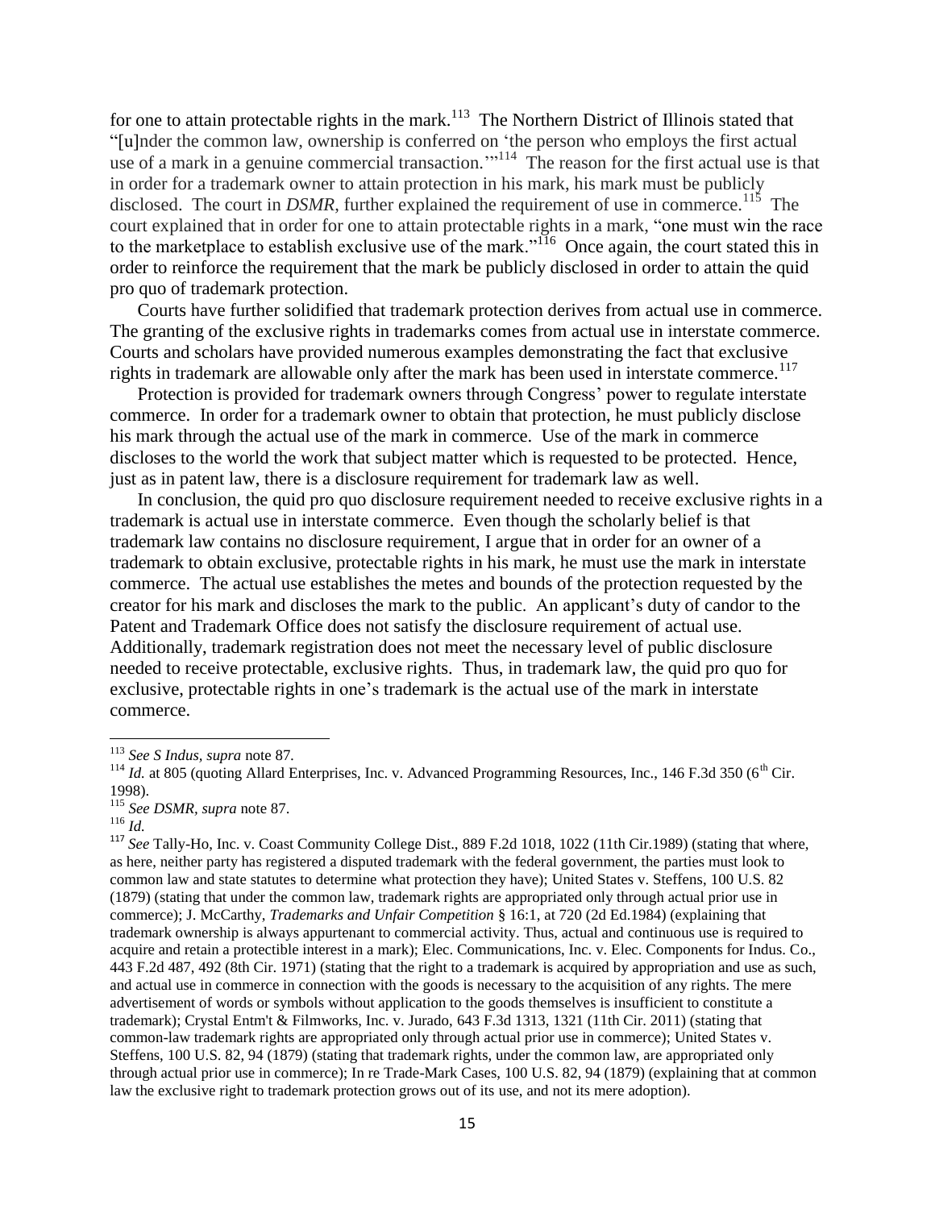for one to attain protectable rights in the mark.[113] The Northern District of Illinois stated that "[u]nder the common law, ownership is conferred on 'the person who employs the first actual use of a mark in a genuine commercial transaction.'"[114] The reason for the first actual use is that in order for a trademark owner to attain protection in his mark, his mark must be publicly disclosed. The court in *DSMR*, further explained the requirement of use in commerce.[115] The court explained that in order for one to attain protectable rights in a mark, "one must win the race to the marketplace to establish exclusive use of the mark."[116] Once again, the court stated this in order to reinforce the requirement that the mark be publicly disclosed in order to attain the quid pro quo of trademark protection.

Courts have further solidified that trademark protection derives from actual use in commerce. The granting of the exclusive rights in trademarks comes from actual use in interstate commerce. Courts and scholars have provided numerous examples demonstrating the fact that exclusive rights in trademark are allowable only after the mark has been used in interstate commerce.[117]

Protection is provided for trademark owners through Congress' power to regulate interstate commerce. In order for a trademark owner to obtain that protection, he must publicly disclose his mark through the actual use of the mark in commerce. Use of the mark in commerce discloses to the world the work that subject matter which is requested to be protected. Hence, just as in patent law, there is a disclosure requirement for trademark law as well.

In conclusion, the quid pro quo disclosure requirement needed to receive exclusive rights in a trademark is actual use in interstate commerce. Even though the scholarly belief is that trademark law contains no disclosure requirement, I argue that in order for an owner of a trademark to obtain exclusive, protectable rights in his mark, he must use the mark in interstate commerce. The actual use establishes the metes and bounds of the protection requested by the creator for his mark and discloses the mark to the public. An applicant's duty of candor to the Patent and Trademark Office does not satisfy the disclosure requirement of actual use. Additionally, trademark registration does not meet the necessary level of public disclosure needed to receive protectable, exclusive rights. Thus, in trademark law, the quid pro quo for exclusive, protectable rights in one's trademark is the actual use of the mark in interstate commerce.

---

[113] *See S Indus, supra* note 87.

[114] *Id.* at 805 (quoting Allard Enterprises, Inc. v. Advanced Programming Resources, Inc., 146 F.3d 350 (6th Cir. 1998).

[115] *See DSMR, supra* note 87.

[116] *Id.*

[117] *See* Tally-Ho, Inc. v. Coast Community College Dist., 889 F.2d 1018, 1022 (11th Cir.1989) (stating that where, as here, neither party has registered a disputed trademark with the federal government, the parties must look to common law and state statutes to determine what protection they have); United States v. Steffens, 100 U.S. 82 (1879) (stating that under the common law, trademark rights are appropriated only through actual prior use in commerce); J. McCarthy, *Trademarks and Unfair Competition* § 16:1, at 720 (2d Ed.1984) (explaining that trademark ownership is always appurtenant to commercial activity. Thus, actual and continuous use is required to acquire and retain a protectible interest in a mark); Elec. Communications, Inc. v. Elec. Components for Indus. Co., 443 F.2d 487, 492 (8th Cir. 1971) (stating that the right to a trademark is acquired by appropriation and use as such, and actual use in commerce in connection with the goods is necessary to the acquisition of any rights. The mere advertisement of words or symbols without application to the goods themselves is insufficient to constitute a trademark); Crystal Entm't & Filmworks, Inc. v. Jurado, 643 F.3d 1313, 1321 (11th Cir. 2011) (stating that common-law trademark rights are appropriated only through actual prior use in commerce); United States v. Steffens, 100 U.S. 82, 94 (1879) (stating that trademark rights, under the common law, are appropriated only through actual prior use in commerce); In re Trade-Mark Cases, 100 U.S. 82, 94 (1879) (explaining that at common law the exclusive right to trademark protection grows out of its use, and not its mere adoption).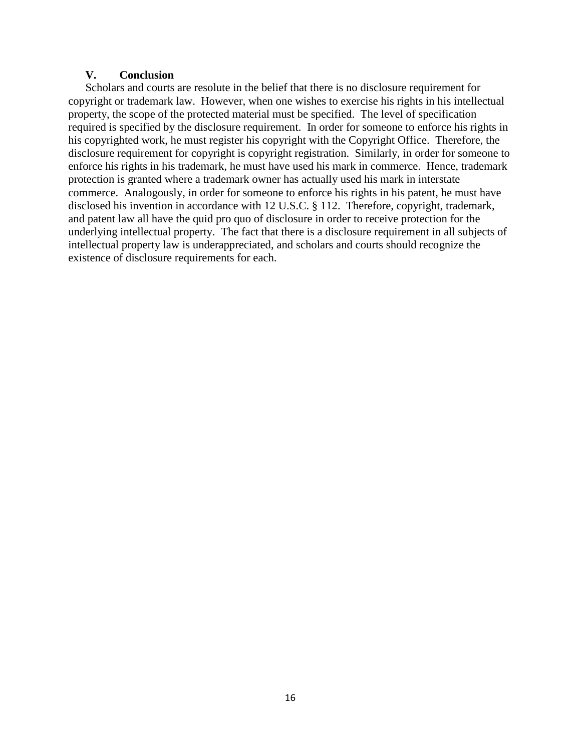## V. Conclusion

Scholars and courts are resolute in the belief that there is no disclosure requirement for copyright or trademark law. However, when one wishes to exercise his rights in his intellectual property, the scope of the protected material must be specified. The level of specification required is specified by the disclosure requirement. In order for someone to enforce his rights in his copyrighted work, he must register his copyright with the Copyright Office. Therefore, the disclosure requirement for copyright is copyright registration. Similarly, in order for someone to enforce his rights in his trademark, he must have used his mark in commerce. Hence, trademark protection is granted where a trademark owner has actually used his mark in interstate commerce. Analogously, in order for someone to enforce his rights in his patent, he must have disclosed his invention in accordance with 12 U.S.C. § 112. Therefore, copyright, trademark, and patent law all have the quid pro quo of disclosure in order to receive protection for the underlying intellectual property. The fact that there is a disclosure requirement in all subjects of intellectual property law is underappreciated, and scholars and courts should recognize the existence of disclosure requirements for each.